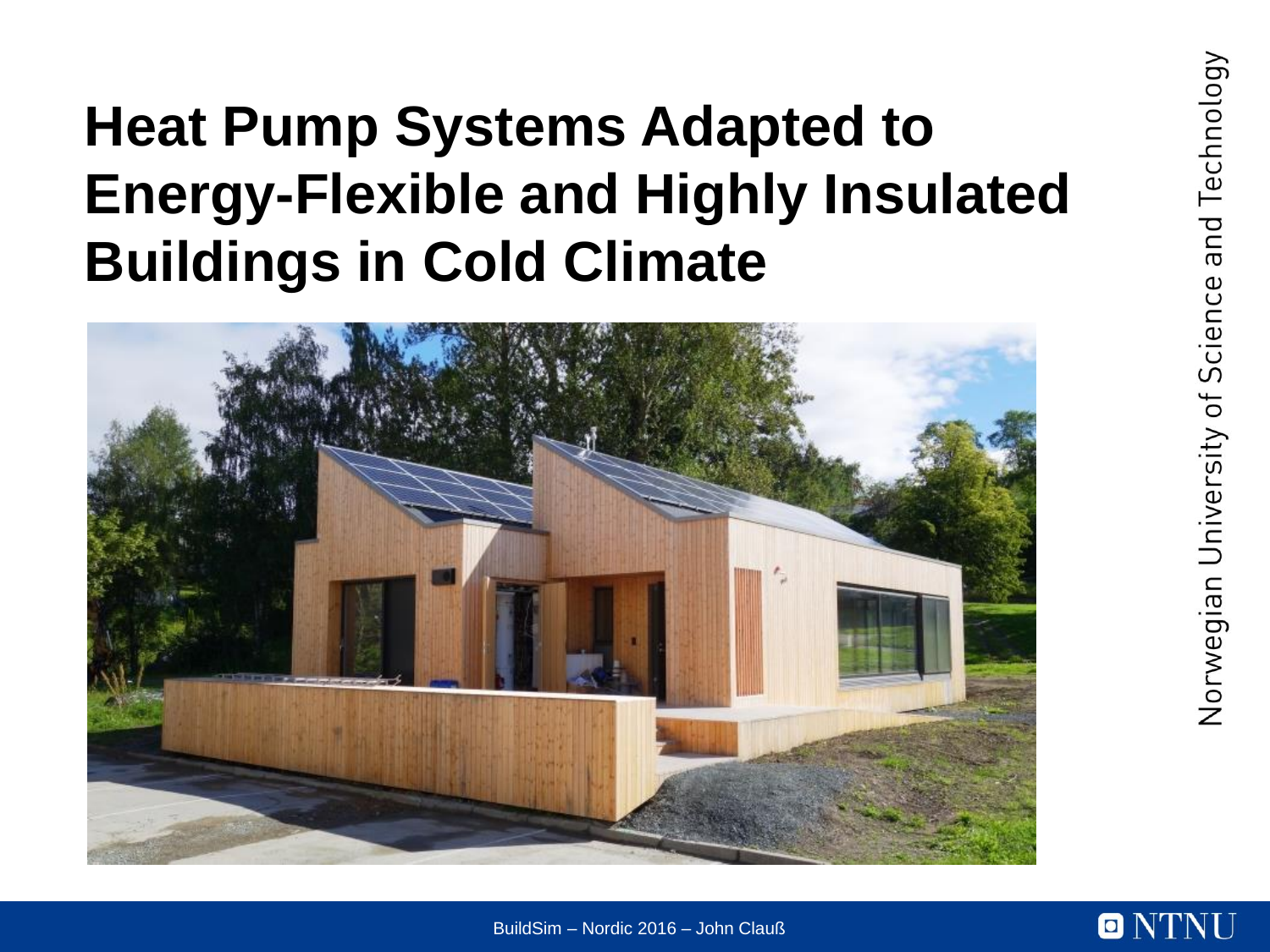# Heat Pump Systems Adapted to Energy-Flexible and Highly Insulated Buildings in Cold Climate

BuildSim – Nordic 2016 – John Clauß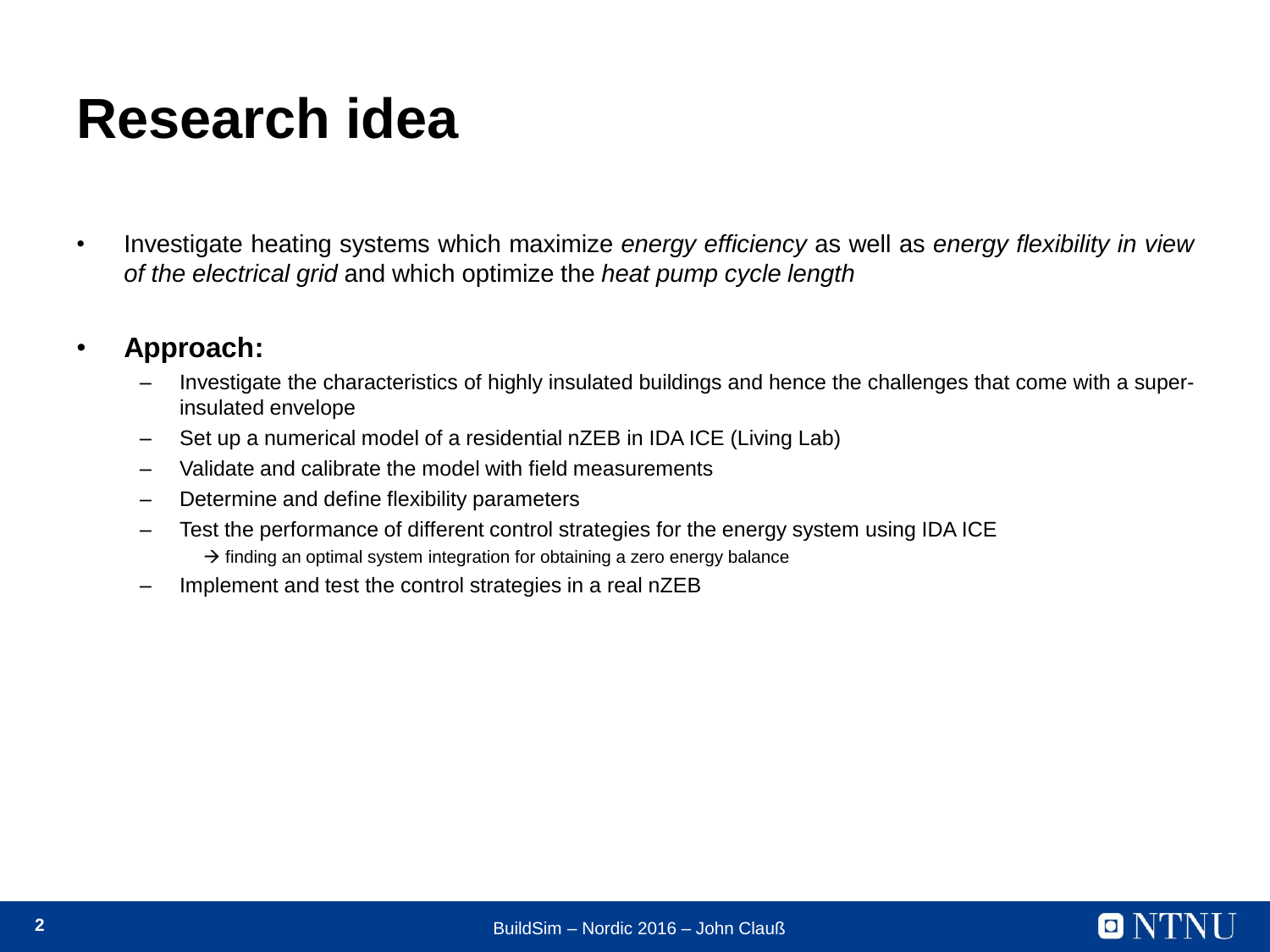# Research idea

- Investigate heating systems which maximize *energy efficiency* as well as *energy flexibility in view of the electrical grid* and which optimize the *heat pump cycle length*

- **Approach:**
  - Investigate the characteristics of highly insulated buildings and hence the challenges that come with a super-insulated envelope
  - Set up a numerical model of a residential nZEB in IDA ICE (Living Lab)
  - Validate and calibrate the model with field measurements
  - Determine and define flexibility parameters
  - Test the performance of different control strategies for the energy system using IDA ICE
    → finding an optimal system integration for obtaining a zero energy balance
  - Implement and test the control strategies in a real nZEB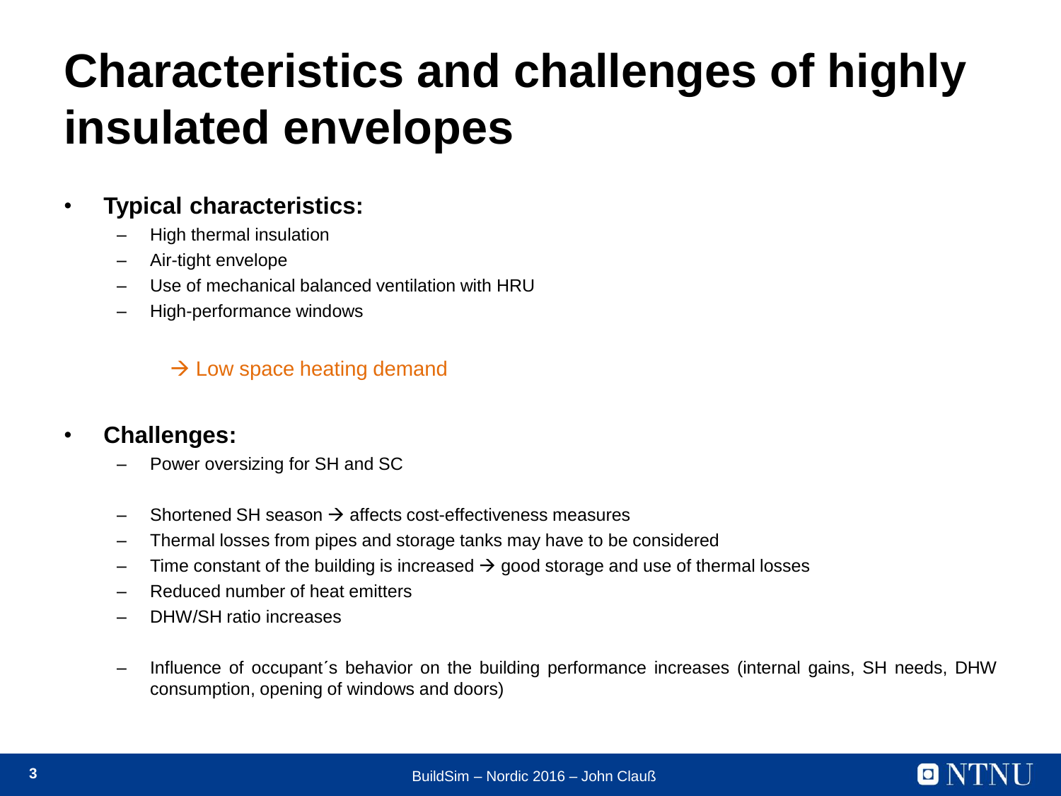# Characteristics and challenges of highly insulated envelopes

- **Typical characteristics:**
  - High thermal insulation
  - Air-tight envelope
  - Use of mechanical balanced ventilation with HRU
  - High-performance windows

    → Low space heating demand

- **Challenges:**
  - Power oversizing for SH and SC
  - Shortened SH season → affects cost-effectiveness measures
  - Thermal losses from pipes and storage tanks may have to be considered
  - Time constant of the building is increased → good storage and use of thermal losses
  - Reduced number of heat emitters
  - DHW/SH ratio increases
  - Influence of occupant´s behavior on the building performance increases (internal gains, SH needs, DHW consumption, opening of windows and doors)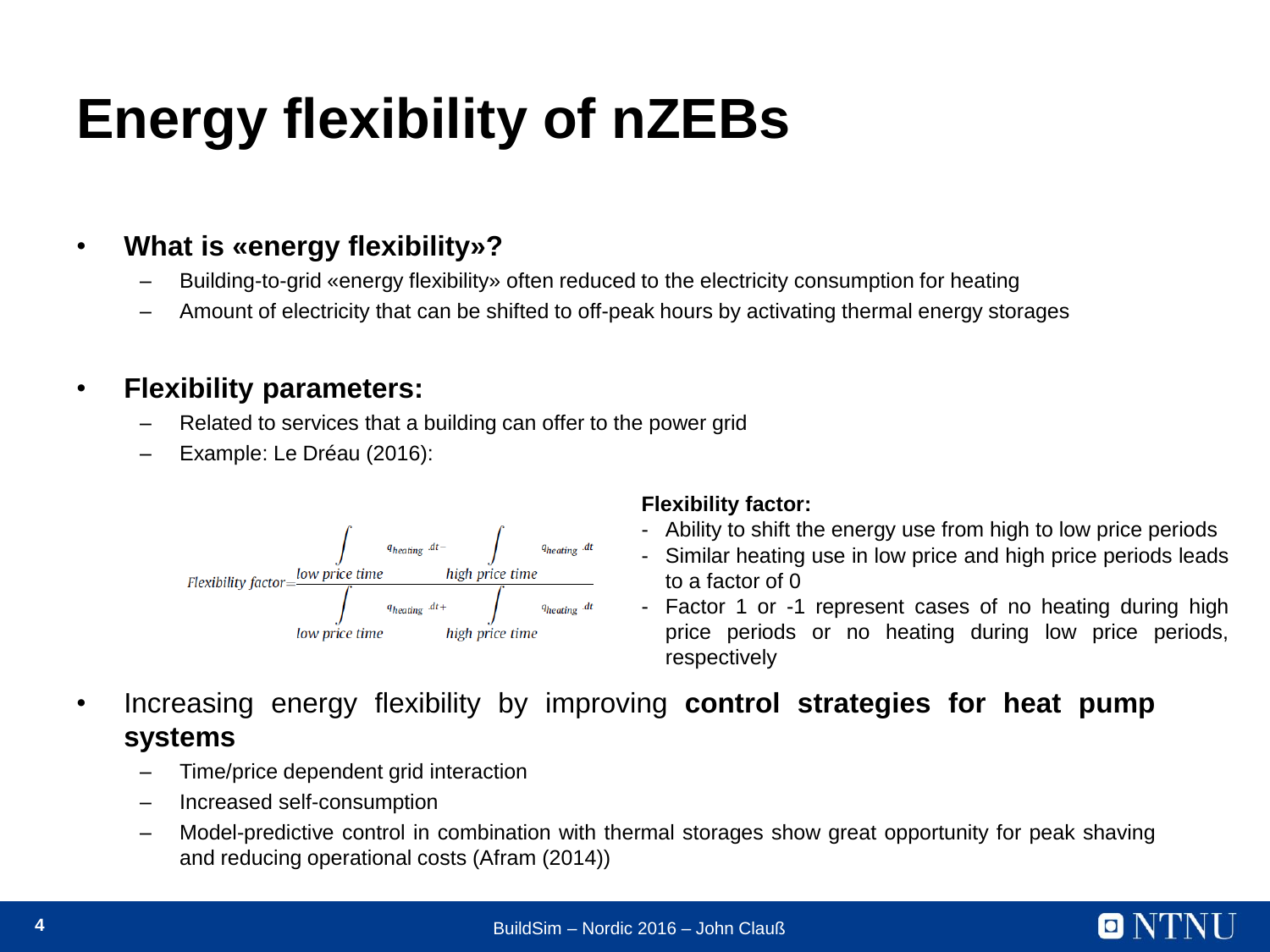# Energy flexibility of nZEBs

- **What is «energy flexibility»?**
  - Building-to-grid «energy flexibility» often reduced to the electricity consumption for heating
  - Amount of electricity that can be shifted to off-peak hours by activating thermal energy storages

- **Flexibility parameters:**
  - Related to services that a building can offer to the power grid
  - Example: Le Dréau (2016):

$$\text{Flexibility factor} = \frac{\int_{\text{low price time}} q_{heating} \, dt - \int_{\text{high price time}} q_{heating} \, dt}{\int_{\text{low price time}} q_{heating} \, dt + \int_{\text{high price time}} q_{heating} \, dt}$$

**Flexibility factor:**

- Ability to shift the energy use from high to low price periods
- Similar heating use in low price and high price periods leads to a factor of 0
- Factor 1 or -1 represent cases of no heating during high price periods or no heating during low price periods, respectively

- Increasing energy flexibility by improving **control strategies for heat pump systems**
  - Time/price dependent grid interaction
  - Increased self-consumption
  - Model-predictive control in combination with thermal storages show great opportunity for peak shaving and reducing operational costs (Afram (2014))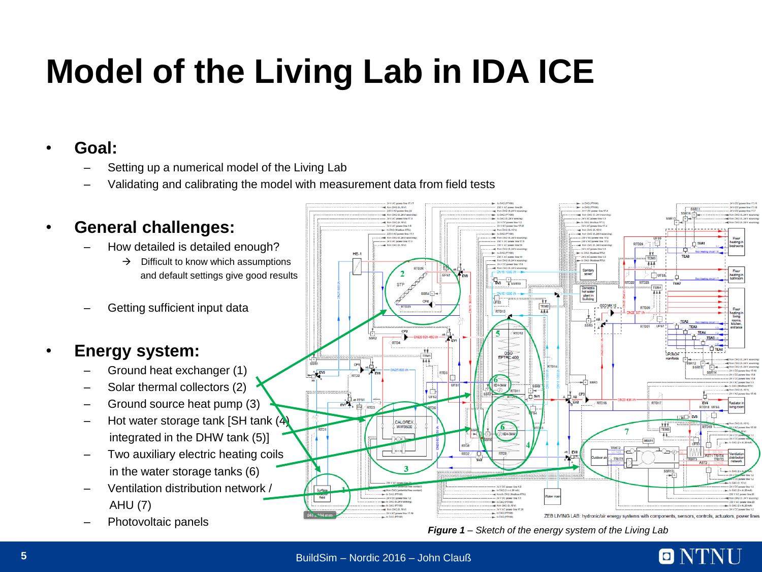# Model of the Living Lab in IDA ICE

- **Goal:**
  - Setting up a numerical model of the Living Lab
  - Validating and calibrating the model with measurement data from field tests

- **General challenges:**
  - How detailed is detailed enough?
    - → Difficult to know which assumptions and default settings give good results
  - Getting sufficient input data

- **Energy system:**
  - Ground heat exchanger (1)
  - Solar thermal collectors (2)
  - Ground source heat pump (3)
  - Hot water storage tank [SH tank (4) integrated in the DHW tank (5)]
  - Two auxiliary electric heating coils in the water storage tanks (6)
  - Ventilation distribution network / AHU (7)
  - Photovoltaic panels

*Figure 1 – Sketch of the energy system of the Living Lab*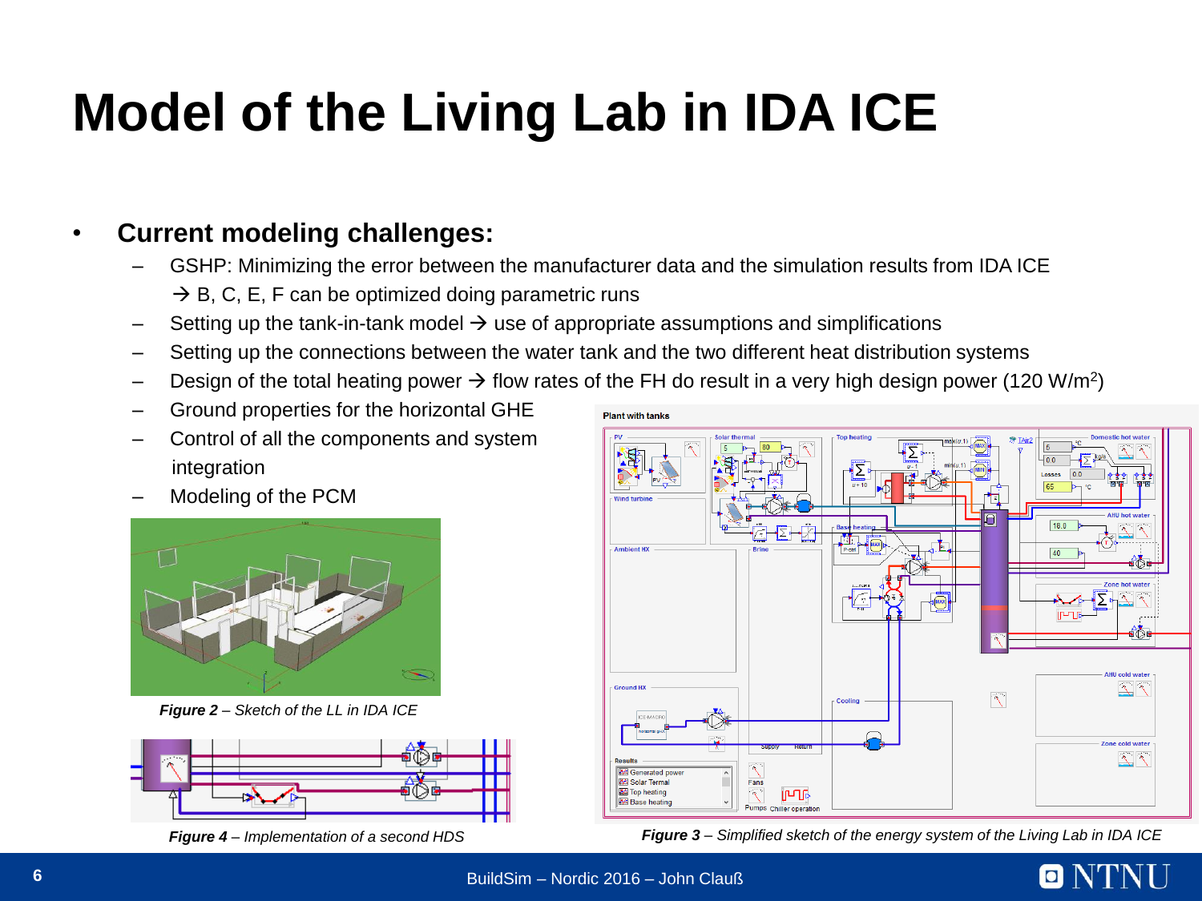# Model of the Living Lab in IDA ICE

- **Current modeling challenges:**
  - GSHP: Minimizing the error between the manufacturer data and the simulation results from IDA ICE
    → B, C, E, F can be optimized doing parametric runs
  - Setting up the tank-in-tank model → use of appropriate assumptions and simplifications
  - Setting up the connections between the water tank and the two different heat distribution systems
  - Design of the total heating power → flow rates of the FH do result in a very high design power (120 W/m$^2$)
  - Ground properties for the horizontal GHE
  - Control of all the components and system integration
  - Modeling of the PCM

***Figure 2** – Sketch of the LL in IDA ICE*

***Figure 4** – Implementation of a second HDS*

***Figure 3** – Simplified sketch of the energy system of the Living Lab in IDA ICE*

BuildSim – Nordic 2016 – John Clauß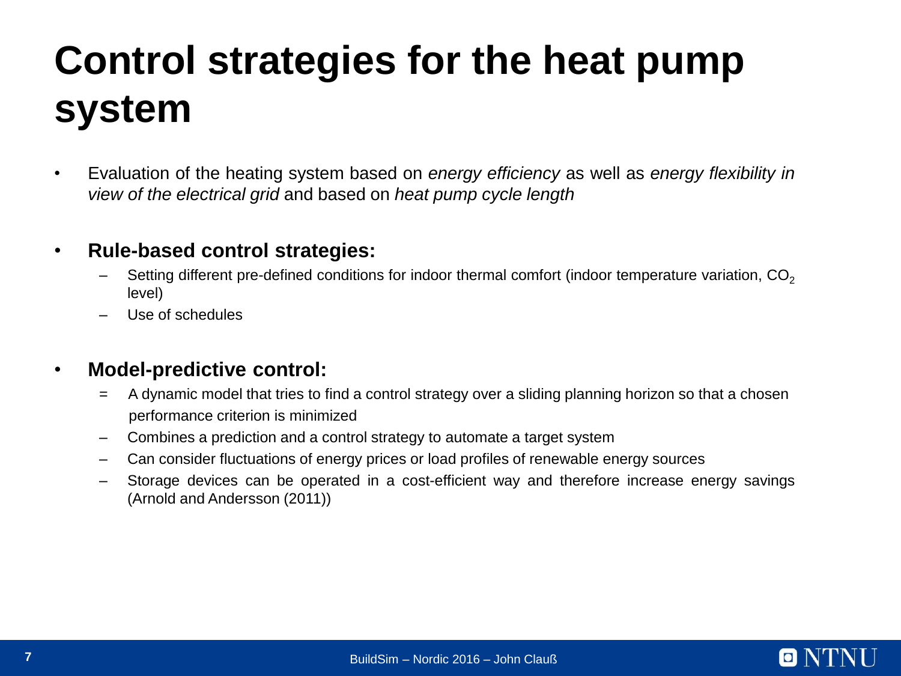# Control strategies for the heat pump system

- Evaluation of the heating system based on *energy efficiency* as well as *energy flexibility in view of the electrical grid* and based on *heat pump cycle length*

- **Rule-based control strategies:**
  - Setting different pre-defined conditions for indoor thermal comfort (indoor temperature variation, $CO_2$ level)
  - Use of schedules

- **Model-predictive control:**
  = A dynamic model that tries to find a control strategy over a sliding planning horizon so that a chosen performance criterion is minimized
  - Combines a prediction and a control strategy to automate a target system
  - Can consider fluctuations of energy prices or load profiles of renewable energy sources
  - Storage devices can be operated in a cost-efficient way and therefore increase energy savings (Arnold and Andersson (2011))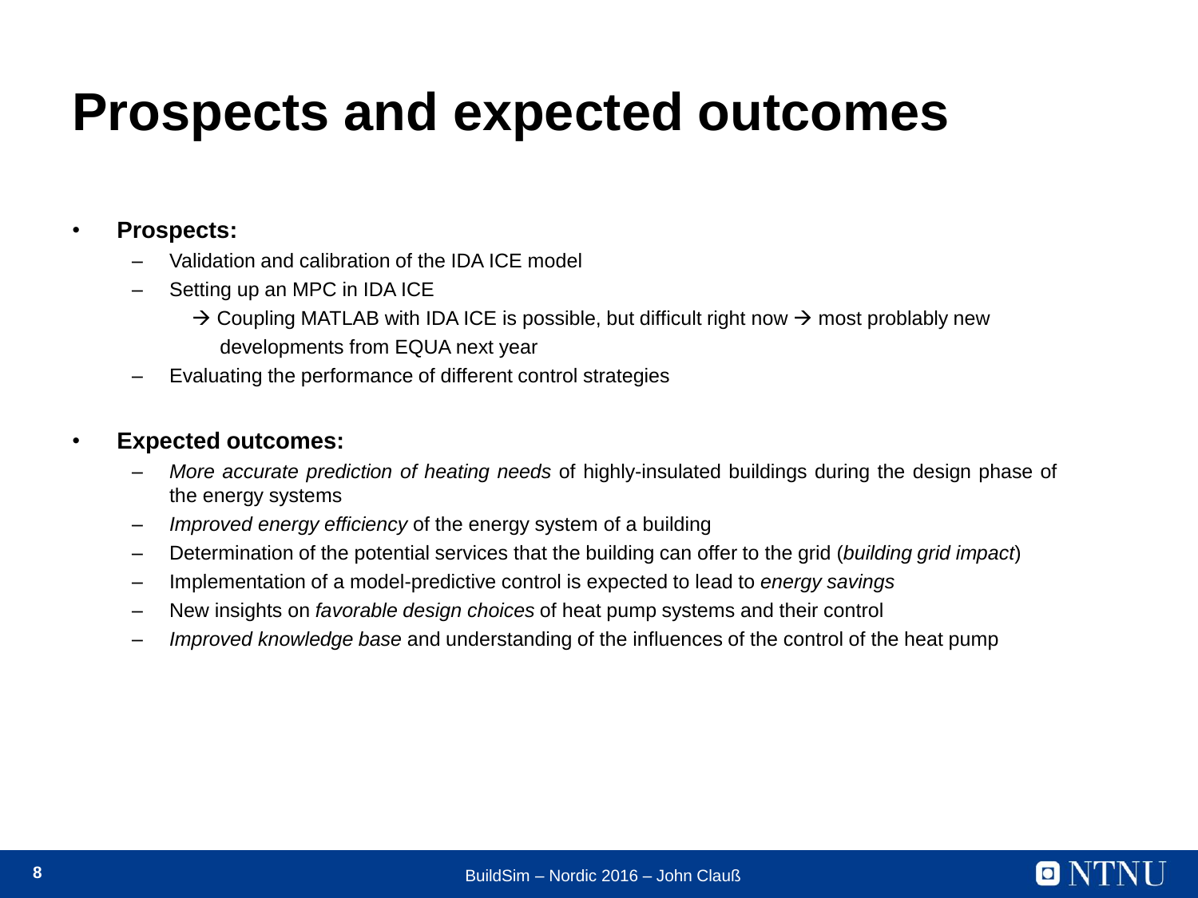# Prospects and expected outcomes

- **Prospects:**
  - Validation and calibration of the IDA ICE model
  - Setting up an MPC in IDA ICE
    
    → Coupling MATLAB with IDA ICE is possible, but difficult right now → most problably new developments from EQUA next year
  - Evaluating the performance of different control strategies

- **Expected outcomes:**
  - *More accurate prediction of heating needs* of highly-insulated buildings during the design phase of the energy systems
  - *Improved energy efficiency* of the energy system of a building
  - Determination of the potential services that the building can offer to the grid (*building grid impact*)
  - Implementation of a model-predictive control is expected to lead to *energy savings*
  - New insights on *favorable design choices* of heat pump systems and their control
  - *Improved knowledge base* and understanding of the influences of the control of the heat pump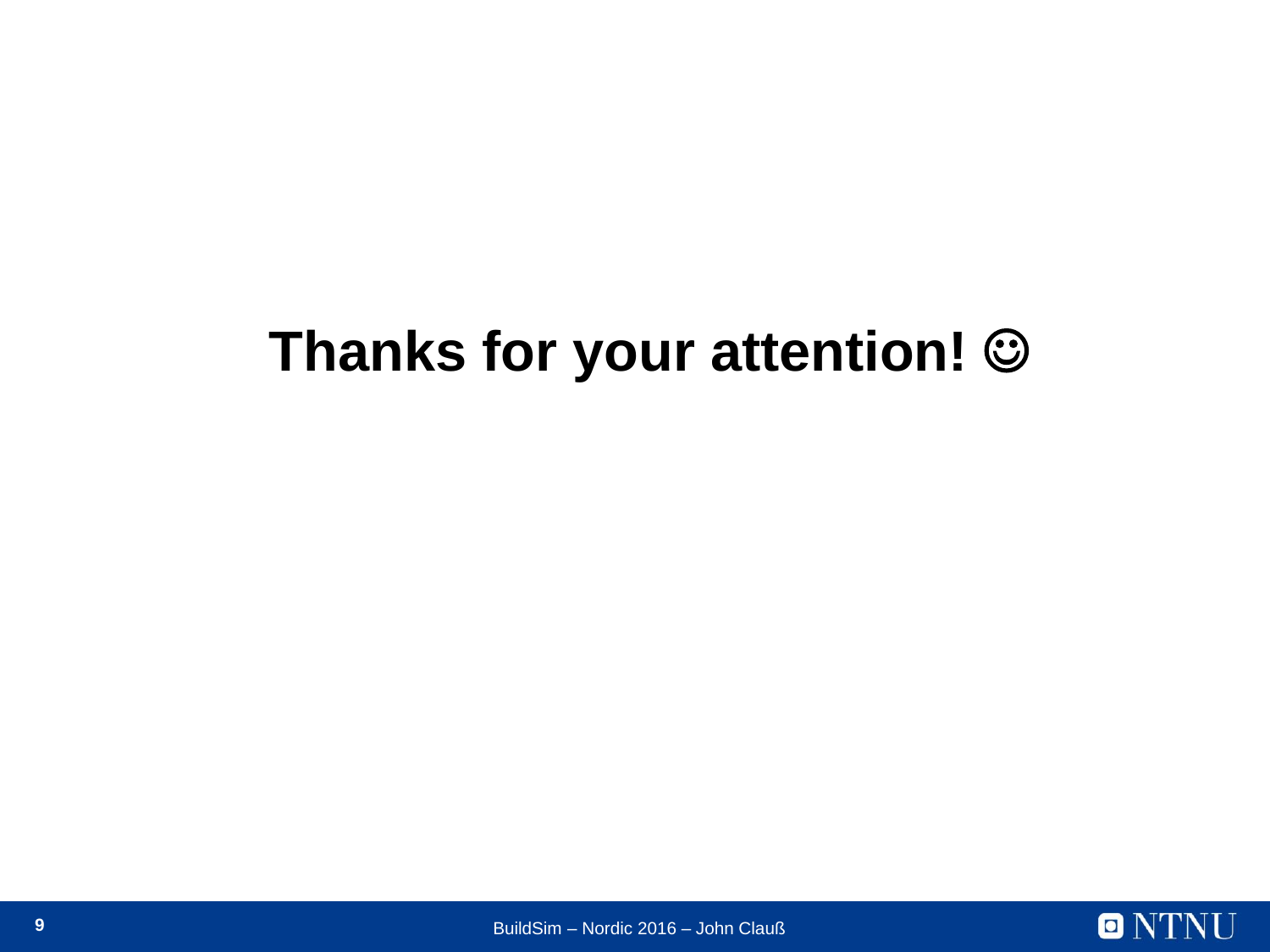# Thanks for your attention! ☺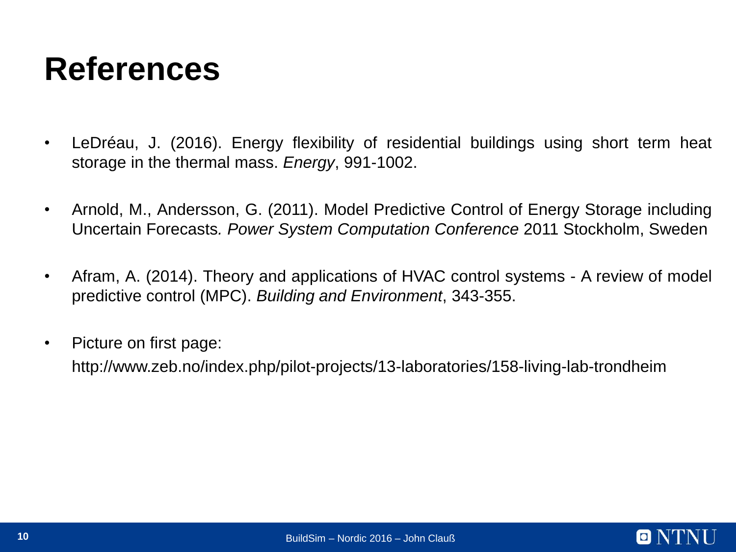# References

- LeDréau, J. (2016). Energy flexibility of residential buildings using short term heat storage in the thermal mass. *Energy*, 991-1002.
- Arnold, M., Andersson, G. (2011). Model Predictive Control of Energy Storage including Uncertain Forecasts. *Power System Computation Conference* 2011 Stockholm, Sweden
- Afram, A. (2014). Theory and applications of HVAC control systems - A review of model predictive control (MPC). *Building and Environment*, 343-355.
- Picture on first page:
  http://www.zeb.no/index.php/pilot-projects/13-laboratories/158-living-lab-trondheim